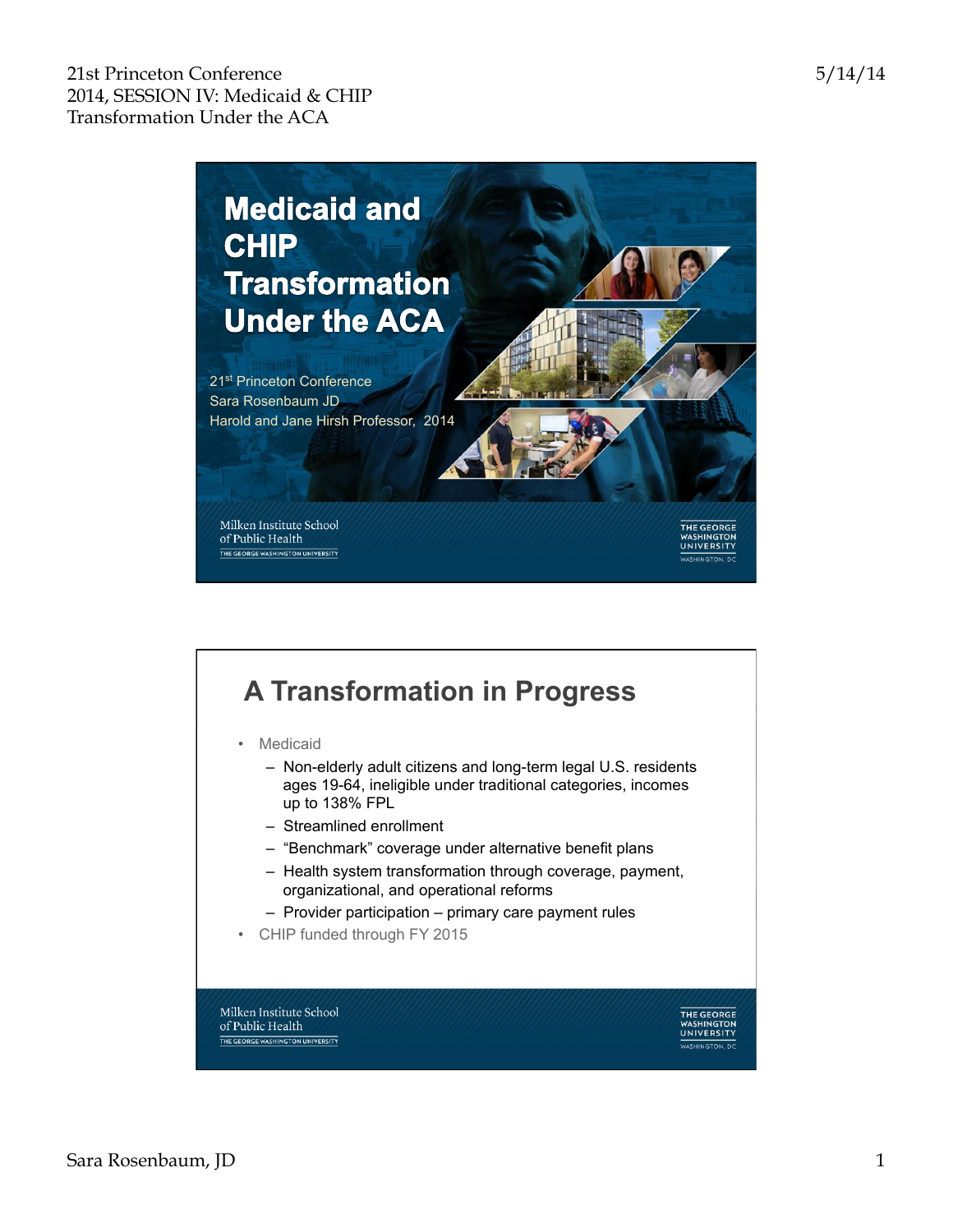# Medicaid and CHIP Transformation Under the ACA

21st Princeton Conference
Sara Rosenbaum JD
Harold and Jane Hirsh Professor, 2014

Milken Institute School of Public Health
THE GEORGE WASHINGTON UNIVERSITY

THE GEORGE WASHINGTON UNIVERSITY
WASHINGTON, DC

## A Transformation in Progress

- Medicaid
  - Non-elderly adult citizens and long-term legal U.S. residents ages 19-64, ineligible under traditional categories, incomes up to 138% FPL
  - Streamlined enrollment
  - "Benchmark" coverage under alternative benefit plans
  - Health system transformation through coverage, payment, organizational, and operational reforms
  - Provider participation – primary care payment rules
- CHIP funded through FY 2015

Milken Institute School of Public Health
THE GEORGE WASHINGTON UNIVERSITY

THE GEORGE WASHINGTON UNIVERSITY
WASHINGTON, DC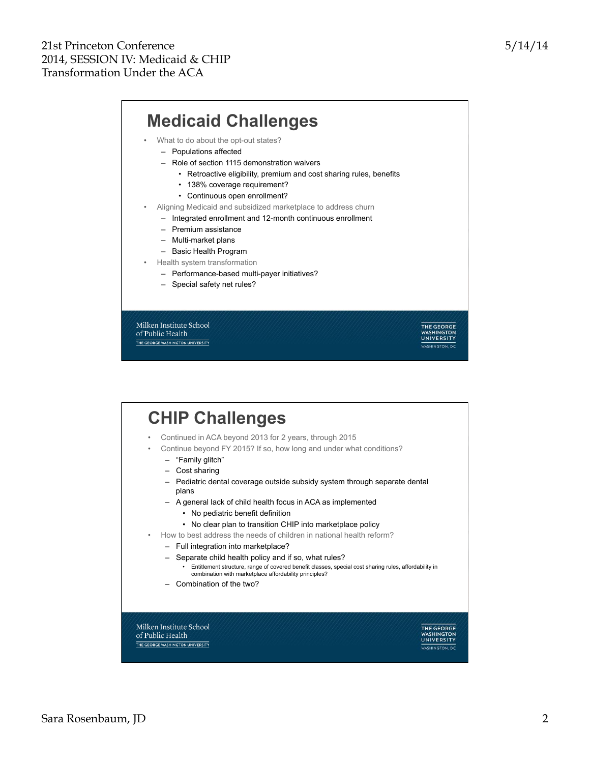## Medicaid Challenges

- What to do about the opt-out states?
  - Populations affected
  - Role of section 1115 demonstration waivers
    - Retroactive eligibility, premium and cost sharing rules, benefits
    - 138% coverage requirement?
    - Continuous open enrollment?
- Aligning Medicaid and subsidized marketplace to address churn
  - Integrated enrollment and 12-month continuous enrollment
  - Premium assistance
  - Multi-market plans
  - Basic Health Program
- Health system transformation
  - Performance-based multi-payer initiatives?
  - Special safety net rules?

Milken Institute School of Public Health
THE GEORGE WASHINGTON UNIVERSITY

THE GEORGE WASHINGTON UNIVERSITY
WASHINGTON, DC

## CHIP Challenges

- Continued in ACA beyond 2013 for 2 years, through 2015
- Continue beyond FY 2015? If so, how long and under what conditions?
  - "Family glitch"
  - Cost sharing
  - Pediatric dental coverage outside subsidy system through separate dental plans
  - A general lack of child health focus in ACA as implemented
    - No pediatric benefit definition
    - No clear plan to transition CHIP into marketplace policy
- How to best address the needs of children in national health reform?
  - Full integration into marketplace?
  - Separate child health policy and if so, what rules?
    - Entitlement structure, range of covered benefit classes, special cost sharing rules, affordability in combination with marketplace affordability principles?
  - Combination of the two?

Milken Institute School of Public Health
THE GEORGE WASHINGTON UNIVERSITY

THE GEORGE WASHINGTON UNIVERSITY
WASHINGTON, DC